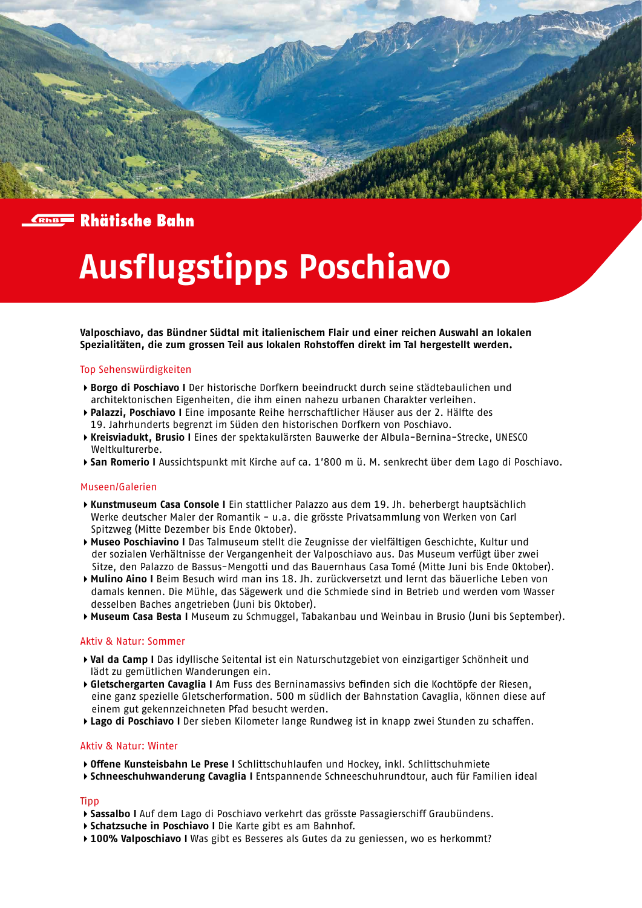Rhätische Bahn

# Ausflugstipps Poschiavo

**Valposchiavo, das Bündner Südtal mit italienischem Flair und einer reichen Auswahl an lokalen Spezialitäten, die zum grossen Teil aus lokalen Rohstoffen direkt im Tal hergestellt werden.**

## Top Sehenswürdigkeiten

- **Borgo di Poschiavo I** Der historische Dorfkern beeindruckt durch seine städtebaulichen und architektonischen Eigenheiten, die ihm einen nahezu urbanen Charakter verleihen.
- **Palazzi, Poschiavo I** Eine imposante Reihe herrschaftlicher Häuser aus der 2. Hälfte des 19. Jahrhunderts begrenzt im Süden den historischen Dorfkern von Poschiavo.
- **Kreisviadukt, Brusio I** Eines der spektakulärsten Bauwerke der Albula-Bernina-Strecke, UNESCO Weltkulturerbe.
- **San Romerio I** Aussichtspunkt mit Kirche auf ca. 1'800 m ü. M. senkrecht über dem Lago di Poschiavo.

## Museen/Galerien

- **Kunstmuseum Casa Console I** Ein stattlicher Palazzo aus dem 19. Jh. beherbergt hauptsächlich Werke deutscher Maler der Romantik – u.a. die grösste Privatsammlung von Werken von Carl Spitzweg (Mitte Dezember bis Ende Oktober).
- **Museo Poschiavino I** Das Talmuseum stellt die Zeugnisse der vielfältigen Geschichte, Kultur und der sozialen Verhältnisse der Vergangenheit der Valposchiavo aus. Das Museum verfügt über zwei Sitze, den Palazzo de Bassus-Mengotti und das Bauernhaus Casa Tomé (Mitte Juni bis Ende Oktober).
- **Mulino Aino I** Beim Besuch wird man ins 18. Jh. zurückversetzt und lernt das bäuerliche Leben von damals kennen. Die Mühle, das Sägewerk und die Schmiede sind in Betrieb und werden vom Wasser desselben Baches angetrieben (Juni bis Oktober).
- **Museum Casa Besta I** Museum zu Schmuggel, Tabakanbau und Weinbau in Brusio (Juni bis September).

## Aktiv & Natur: Sommer

- **Val da Camp I** Das idyllische Seitental ist ein Naturschutzgebiet von einzigartiger Schönheit und lädt zu gemütlichen Wanderungen ein.
- **Gletschergarten Cavaglia I** Am Fuss des Berninamassivs befinden sich die Kochtöpfe der Riesen, eine ganz spezielle Gletscherformation. 500 m südlich der Bahnstation Cavaglia, können diese auf einem gut gekennzeichneten Pfad besucht werden.
- **Lago di Poschiavo I** Der sieben Kilometer lange Rundweg ist in knapp zwei Stunden zu schaffen.

## Aktiv & Natur: Winter

- **Offene Kunsteisbahn Le Prese I** Schlittschuhlaufen und Hockey, inkl. Schlittschuhmiete
- **Schneeschuhwanderung Cavaglia I** Entspannende Schneeschuhrundtour, auch für Familien ideal

## Tipp

- **Sassalbo I** Auf dem Lago di Poschiavo verkehrt das grösste Passagierschiff Graubündens.
- **Schatzsuche in Poschiavo I** Die Karte gibt es am Bahnhof.
- **100% Valposchiavo I** Was gibt es Besseres als Gutes da zu geniessen, wo es herkommt?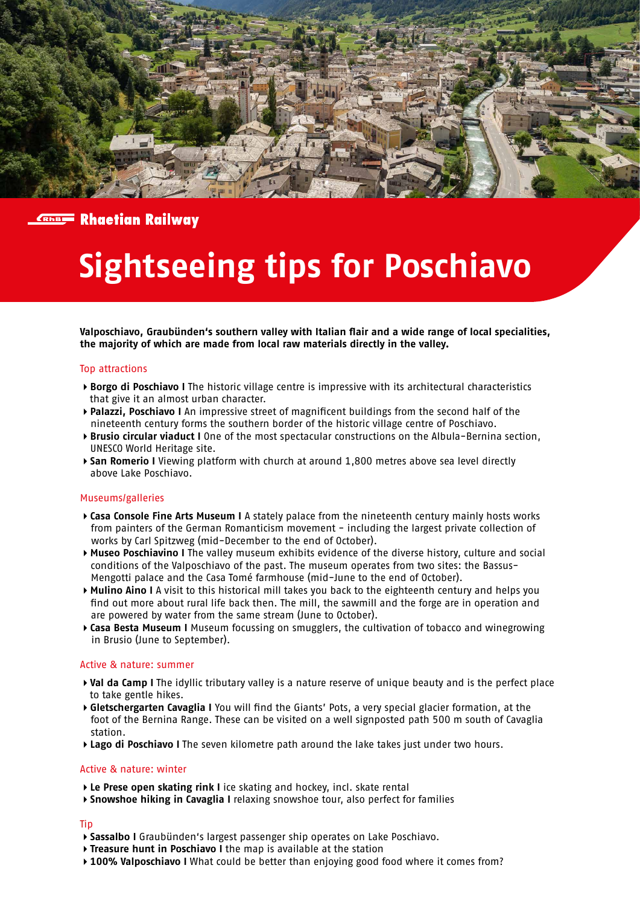Rhaetian Railway

# Sightseeing tips for Poschiavo

**Valposchiavo, Graubünden's southern valley with Italian flair and a wide range of local specialities, the majority of which are made from local raw materials directly in the valley.**

## Top attractions

- **Borgo di Poschiavo I** The historic village centre is impressive with its architectural characteristics that give it an almost urban character.
- **Palazzi, Poschiavo I** An impressive street of magnificent buildings from the second half of the nineteenth century forms the southern border of the historic village centre of Poschiavo.
- **Brusio circular viaduct I** One of the most spectacular constructions on the Albula-Bernina section, UNESCO World Heritage site.
- **San Romerio I** Viewing platform with church at around 1,800 metres above sea level directly above Lake Poschiavo.

## Museums/galleries

- **Casa Console Fine Arts Museum I** A stately palace from the nineteenth century mainly hosts works from painters of the German Romanticism movement – including the largest private collection of works by Carl Spitzweg (mid-December to the end of October).
- **Museo Poschiavino I** The valley museum exhibits evidence of the diverse history, culture and social conditions of the Valposchiavo of the past. The museum operates from two sites: the Bassus-Mengotti palace and the Casa Tomé farmhouse (mid-June to the end of October).
- **Mulino Aino I** A visit to this historical mill takes you back to the eighteenth century and helps you find out more about rural life back then. The mill, the sawmill and the forge are in operation and are powered by water from the same stream (June to October).
- **Casa Besta Museum I** Museum focussing on smugglers, the cultivation of tobacco and winegrowing in Brusio (June to September).

## Active & nature: summer

- **Val da Camp I** The idyllic tributary valley is a nature reserve of unique beauty and is the perfect place to take gentle hikes.
- **Gletschergarten Cavaglia I** You will find the Giants' Pots, a very special glacier formation, at the foot of the Bernina Range. These can be visited on a well signposted path 500 m south of Cavaglia station.
- **Lago di Poschiavo I** The seven kilometre path around the lake takes just under two hours.

## Active & nature: winter

- **Le Prese open skating rink I** ice skating and hockey, incl. skate rental
- **Snowshoe hiking in Cavaglia I** relaxing snowshoe tour, also perfect for families

## Tip

- **Sassalbo I** Graubünden's largest passenger ship operates on Lake Poschiavo.
- **Treasure hunt in Poschiavo I** the map is available at the station
- **100% Valposchiavo I** What could be better than enjoying good food where it comes from?